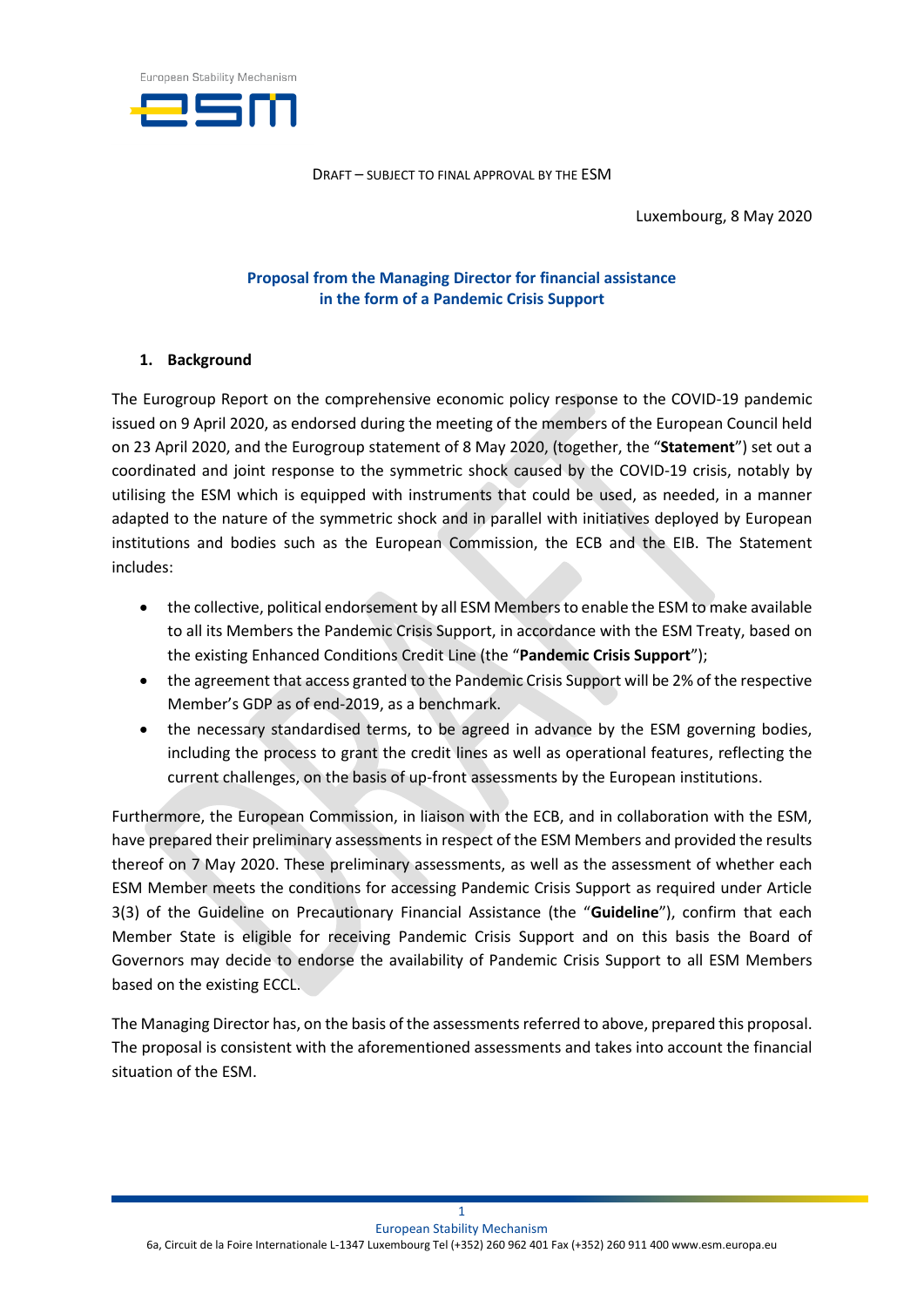European Stability Mechanism

DRAFT – SUBJECT TO FINAL APPROVAL BY THE ESM

Luxembourg, 8 May 2020

## Proposal from the Managing Director for financial assistance in the form of a Pandemic Crisis Support

### 1. Background

The Eurogroup Report on the comprehensive economic policy response to the COVID-19 pandemic issued on 9 April 2020, as endorsed during the meeting of the members of the European Council held on 23 April 2020, and the Eurogroup statement of 8 May 2020, (together, the "**Statement**") set out a coordinated and joint response to the symmetric shock caused by the COVID-19 crisis, notably by utilising the ESM which is equipped with instruments that could be used, as needed, in a manner adapted to the nature of the symmetric shock and in parallel with initiatives deployed by European institutions and bodies such as the European Commission, the ECB and the EIB. The Statement includes:

- the collective, political endorsement by all ESM Members to enable the ESM to make available to all its Members the Pandemic Crisis Support, in accordance with the ESM Treaty, based on the existing Enhanced Conditions Credit Line (the "**Pandemic Crisis Support**");
- the agreement that access granted to the Pandemic Crisis Support will be 2% of the respective Member's GDP as of end-2019, as a benchmark.
- the necessary standardised terms, to be agreed in advance by the ESM governing bodies, including the process to grant the credit lines as well as operational features, reflecting the current challenges, on the basis of up-front assessments by the European institutions.

Furthermore, the European Commission, in liaison with the ECB, and in collaboration with the ESM, have prepared their preliminary assessments in respect of the ESM Members and provided the results thereof on 7 May 2020. These preliminary assessments, as well as the assessment of whether each ESM Member meets the conditions for accessing Pandemic Crisis Support as required under Article 3(3) of the Guideline on Precautionary Financial Assistance (the "**Guideline**"), confirm that each Member State is eligible for receiving Pandemic Crisis Support and on this basis the Board of Governors may decide to endorse the availability of Pandemic Crisis Support to all ESM Members based on the existing ECCL.

The Managing Director has, on the basis of the assessments referred to above, prepared this proposal. The proposal is consistent with the aforementioned assessments and takes into account the financial situation of the ESM.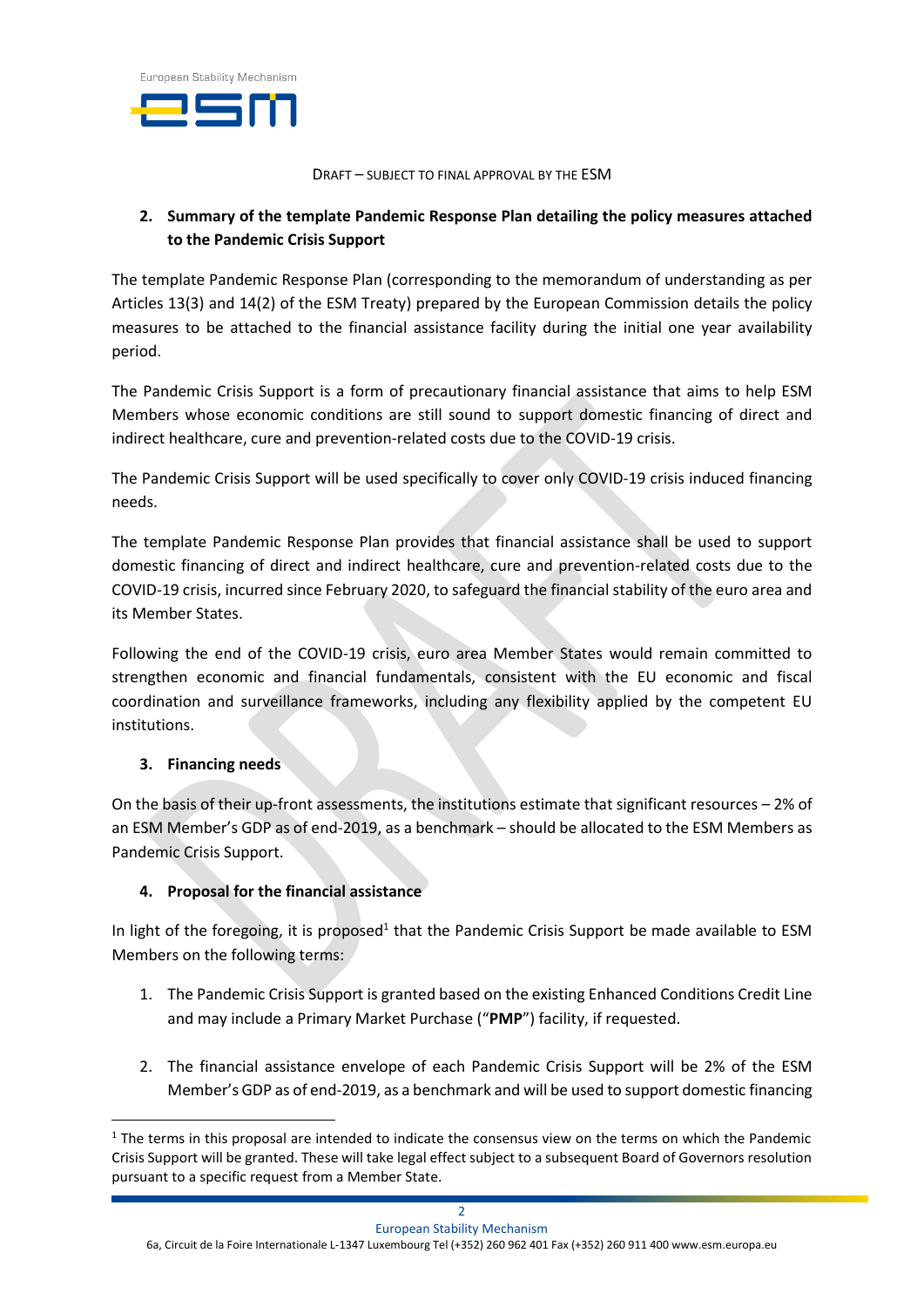DRAFT – SUBJECT TO FINAL APPROVAL BY THE ESM

## 2. Summary of the template Pandemic Response Plan detailing the policy measures attached to the Pandemic Crisis Support

The template Pandemic Response Plan (corresponding to the memorandum of understanding as per Articles 13(3) and 14(2) of the ESM Treaty) prepared by the European Commission details the policy measures to be attached to the financial assistance facility during the initial one year availability period.

The Pandemic Crisis Support is a form of precautionary financial assistance that aims to help ESM Members whose economic conditions are still sound to support domestic financing of direct and indirect healthcare, cure and prevention-related costs due to the COVID-19 crisis.

The Pandemic Crisis Support will be used specifically to cover only COVID-19 crisis induced financing needs.

The template Pandemic Response Plan provides that financial assistance shall be used to support domestic financing of direct and indirect healthcare, cure and prevention-related costs due to the COVID-19 crisis, incurred since February 2020, to safeguard the financial stability of the euro area and its Member States.

Following the end of the COVID-19 crisis, euro area Member States would remain committed to strengthen economic and financial fundamentals, consistent with the EU economic and fiscal coordination and surveillance frameworks, including any flexibility applied by the competent EU institutions.

## 3. Financing needs

On the basis of their up-front assessments, the institutions estimate that significant resources – 2% of an ESM Member's GDP as of end-2019, as a benchmark – should be allocated to the ESM Members as Pandemic Crisis Support.

## 4. Proposal for the financial assistance

In light of the foregoing, it is proposed[1] that the Pandemic Crisis Support be made available to ESM Members on the following terms:

1. The Pandemic Crisis Support is granted based on the existing Enhanced Conditions Credit Line and may include a Primary Market Purchase ("**PMP**") facility, if requested.

2. The financial assistance envelope of each Pandemic Crisis Support will be 2% of the ESM Member's GDP as of end-2019, as a benchmark and will be used to support domestic financing

[1] The terms in this proposal are intended to indicate the consensus view on the terms on which the Pandemic Crisis Support will be granted. These will take legal effect subject to a subsequent Board of Governors resolution pursuant to a specific request from a Member State.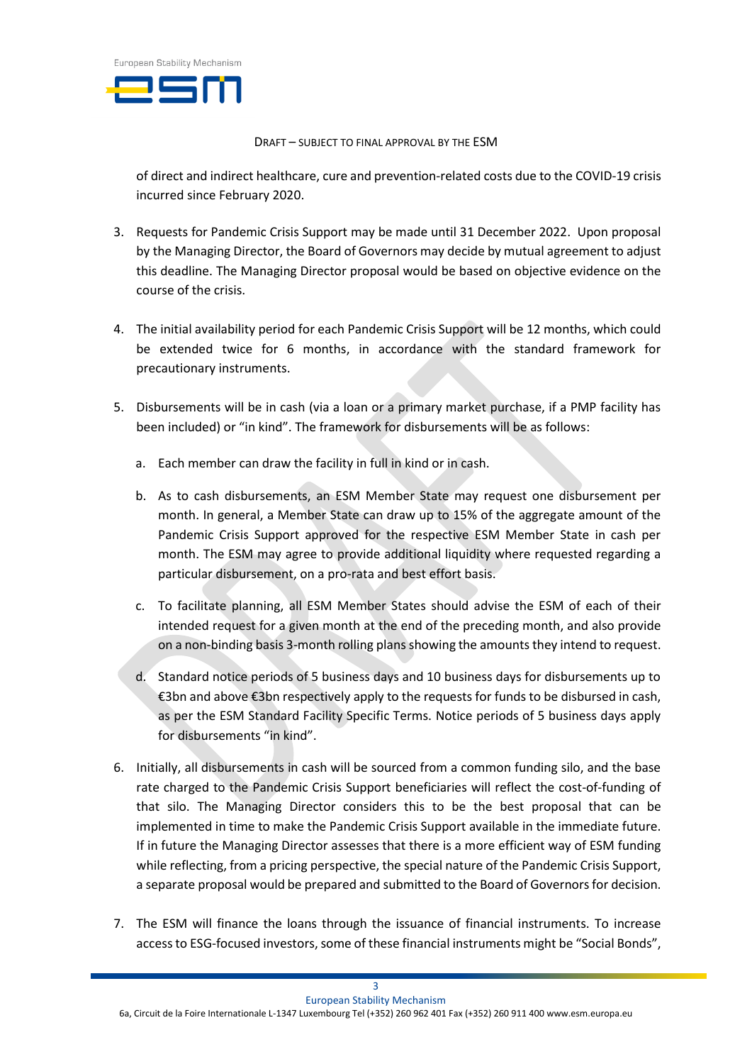DRAFT – SUBJECT TO FINAL APPROVAL BY THE ESM

of direct and indirect healthcare, cure and prevention-related costs due to the COVID-19 crisis incurred since February 2020.

3. Requests for Pandemic Crisis Support may be made until 31 December 2022. Upon proposal by the Managing Director, the Board of Governors may decide by mutual agreement to adjust this deadline. The Managing Director proposal would be based on objective evidence on the course of the crisis.

4. The initial availability period for each Pandemic Crisis Support will be 12 months, which could be extended twice for 6 months, in accordance with the standard framework for precautionary instruments.

5. Disbursements will be in cash (via a loan or a primary market purchase, if a PMP facility has been included) or "in kind". The framework for disbursements will be as follows:

   a. Each member can draw the facility in full in kind or in cash.

   b. As to cash disbursements, an ESM Member State may request one disbursement per month. In general, a Member State can draw up to 15% of the aggregate amount of the Pandemic Crisis Support approved for the respective ESM Member State in cash per month. The ESM may agree to provide additional liquidity where requested regarding a particular disbursement, on a pro-rata and best effort basis.

   c. To facilitate planning, all ESM Member States should advise the ESM of each of their intended request for a given month at the end of the preceding month, and also provide on a non-binding basis 3-month rolling plans showing the amounts they intend to request.

   d. Standard notice periods of 5 business days and 10 business days for disbursements up to €3bn and above €3bn respectively apply to the requests for funds to be disbursed in cash, as per the ESM Standard Facility Specific Terms. Notice periods of 5 business days apply for disbursements "in kind".

6. Initially, all disbursements in cash will be sourced from a common funding silo, and the base rate charged to the Pandemic Crisis Support beneficiaries will reflect the cost-of-funding of that silo. The Managing Director considers this to be the best proposal that can be implemented in time to make the Pandemic Crisis Support available in the immediate future. If in future the Managing Director assesses that there is a more efficient way of ESM funding while reflecting, from a pricing perspective, the special nature of the Pandemic Crisis Support, a separate proposal would be prepared and submitted to the Board of Governors for decision.

7. The ESM will finance the loans through the issuance of financial instruments. To increase access to ESG-focused investors, some of these financial instruments might be "Social Bonds",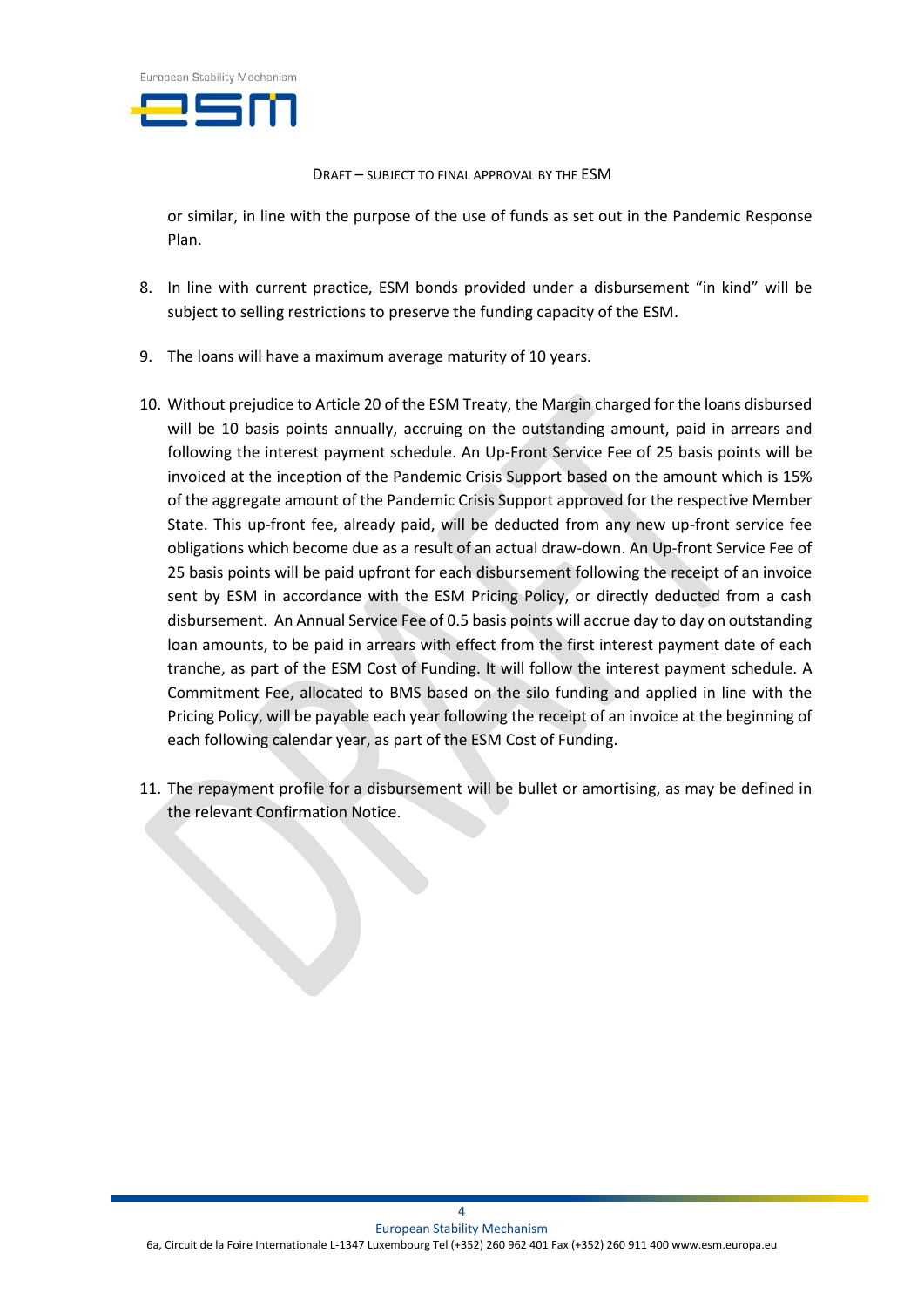DRAFT – SUBJECT TO FINAL APPROVAL BY THE ESM

or similar, in line with the purpose of the use of funds as set out in the Pandemic Response Plan.

8. In line with current practice, ESM bonds provided under a disbursement "in kind" will be subject to selling restrictions to preserve the funding capacity of the ESM.

9. The loans will have a maximum average maturity of 10 years.

10. Without prejudice to Article 20 of the ESM Treaty, the Margin charged for the loans disbursed will be 10 basis points annually, accruing on the outstanding amount, paid in arrears and following the interest payment schedule. An Up-Front Service Fee of 25 basis points will be invoiced at the inception of the Pandemic Crisis Support based on the amount which is 15% of the aggregate amount of the Pandemic Crisis Support approved for the respective Member State. This up-front fee, already paid, will be deducted from any new up-front service fee obligations which become due as a result of an actual draw-down. An Up-front Service Fee of 25 basis points will be paid upfront for each disbursement following the receipt of an invoice sent by ESM in accordance with the ESM Pricing Policy, or directly deducted from a cash disbursement. An Annual Service Fee of 0.5 basis points will accrue day to day on outstanding loan amounts, to be paid in arrears with effect from the first interest payment date of each tranche, as part of the ESM Cost of Funding. It will follow the interest payment schedule. A Commitment Fee, allocated to BMS based on the silo funding and applied in line with the Pricing Policy, will be payable each year following the receipt of an invoice at the beginning of each following calendar year, as part of the ESM Cost of Funding.

11. The repayment profile for a disbursement will be bullet or amortising, as may be defined in the relevant Confirmation Notice.